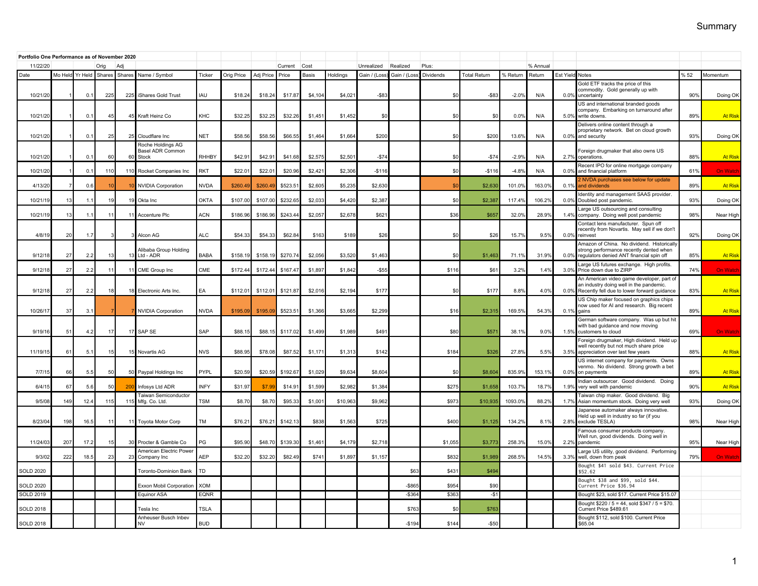# Summary

| Portfolio One Performance as of November 2020 | | | | | | | | | | | | | | | | | | | | | |
|---|---|---|---|---|---|---|---|---|---|---|---|---|---|---|---|---|---|---|---|---|---|
| 11/22/20 | | | Orig | Adj | | | | | Current | Cost | | Unrealized | Realized | Plus: | | | % Annual | | | | |
| Date | Mo Held | Yr Held | Shares | Shares | Name / Symbol | Ticker | Orig Price | Adj Price | Price | Basis | Holdings | Gain / (Loss) | Gain / (Loss) | Dividends | Total Return | % Return | Return | Est Yield | Notes | % 52 | Momentum |
| 10/21/20 | 1 | 0.1 | 225 | 225 | iShares Gold Trust | IAU | $18.24 | $18.24 | $17.87 | $4,104 | $4,021 | -$83 | | $0 | -$83 | -2.0% | N/A | 0.0% | Gold ETF tracks the price of this commodity. Gold generally up with uncertainty | 90% | Doing OK |
| 10/21/20 | 1 | 0.1 | 45 | 45 | Kraft Heinz Co | KHC | $32.25 | $32.25 | $32.26 | $1,451 | $1,452 | $0 | | $0 | $0 | 0.0% | N/A | 5.0% | US and international branded goods company. Embarking on turnaround after write downs. | 89% | At Risk |
| 10/21/20 | 1 | 0.1 | 25 | 25 | Cloudflare Inc | NET | $58.56 | $58.56 | $66.55 | $1,464 | $1,664 | $200 | | $0 | $200 | 13.6% | N/A | 0.0% | Delivers online content through a proprietary network. Bet on cloud growth and security | 93% | Doing OK |
| 10/21/20 | 1 | 0.1 | 60 | 60 | Roche Holdings AG Basel ADR Common Stock | RHHBY | $42.91 | $42.91 | $41.68 | $2,575 | $2,501 | -$74 | | $0 | -$74 | -2.9% | N/A | 2.7% | Foreign drugmaker that also owns US operations. | 88% | At Risk |
| 10/21/20 | 1 | 0.1 | 110 | 110 | Rocket Companies Inc | RKT | $22.01 | $22.01 | $20.96 | $2,421 | $2,306 | -$116 | | $0 | -$116 | -4.8% | N/A | 0.0% | Recent IPO for online mortgage company and financial platform | 61% | On Watch |
| 4/13/20 | 7 | 0.6 | 10 | 10 | NVIDIA Corporation | NVDA | $260.49 | $260.49 | $523.51 | $2,605 | $5,235 | $2,630 | | $0 | $2,630 | 101.0% | 163.0% | 0.1% | 2 NVDA purchases see below for update and dividends | 89% | At Risk |
| 10/21/19 | 13 | 1.1 | 19 | 19 | Okta Inc | OKTA | $107.00 | $107.00 | $232.65 | $2,033 | $4,420 | $2,387 | | $0 | $2,387 | 117.4% | 106.2% | 0.0% | Identity and management SAAS provider. Doubled post pandemic. | 93% | Doing OK |
| 10/21/19 | 13 | 1.1 | 11 | 11 | Accenture Plc | ACN | $186.96 | $186.96 | $243.44 | $2,057 | $2,678 | $621 | | $36 | $657 | 32.0% | 28.9% | 1.4% | Large US outsourcing and consulting company. Doing well post pandemic | 98% | Near High |
| 4/8/19 | 20 | 1.7 | 3 | 3 | Alcon AG | ALC | $54.33 | $54.33 | $62.84 | $163 | $189 | $26 | | $0 | $26 | 15.7% | 9.5% | 0.0% | Contact lens manufacturer. Spun off recently from Novartis. May sell if we don't reinvest | 92% | Doing OK |
| 9/12/18 | 27 | 2.2 | 13 | 13 | Alibaba Group Holding Ltd - ADR | BABA | $158.19 | $158.19 | $270.74 | $2,056 | $3,520 | $1,463 | | $0 | $1,463 | 71.1% | 31.9% | 0.0% | Amazon of China. No dividend. Historically strong performance recently dented when regulators denied ANT financial spin off | 85% | At Risk |
| 9/12/18 | 27 | 2.2 | 11 | 11 | CME Group Inc | CME | $172.44 | $172.44 | $167.47 | $1,897 | $1,842 | -$55 | | $116 | $61 | 3.2% | 1.4% | 3.0% | Large US futures exchange. High profits. Price down due to ZIRP | 74% | On Watch |
| 9/12/18 | 27 | 2.2 | 18 | 18 | Electronic Arts Inc. | EA | $112.01 | $112.01 | $121.87 | $2,016 | $2,194 | $177 | | $0 | $177 | 8.8% | 4.0% | 0.0% | An American video game developer, part of an industry doing well in the pandemic. Recently fell due to lower forward guidance | 83% | At Risk |
| 10/26/17 | 37 | 3.1 | 7 | 7 | NVIDIA Corporation | NVDA | $195.09 | $195.09 | $523.51 | $1,366 | $3,665 | $2,299 | | $16 | $2,315 | 169.5% | 54.3% | 0.1% | US Chip maker focused on graphics chips now used for AI and research. Big recent gains | 89% | At Risk |
| 9/19/16 | 51 | 4.2 | 17 | 17 | SAP SE | SAP | $88.15 | $88.15 | $117.02 | $1,499 | $1,989 | $491 | | $80 | $571 | 38.1% | 9.0% | 1.5% | German software company. Was up but hit with bad guidance and now moving customers to cloud | 69% | On Watch |
| 11/19/15 | 61 | 5.1 | 15 | 15 | Novartis AG | NVS | $88.95 | $78.08 | $87.52 | $1,171 | $1,313 | $142 | | $184 | $326 | 27.8% | 5.5% | 3.5% | Foreign drugmaker, High dividend. Held up well recently but not much share price appreciation over last few years | 88% | At Risk |
| 7/7/15 | 66 | 5.5 | 50 | 50 | Paypal Holdings Inc | PYPL | $20.59 | $20.59 | $192.67 | $1,029 | $9,634 | $8,604 | | $0 | $8,604 | 835.9% | 153.1% | 0.0% | US internet company for payments. Owns venmo. No dividend. Strong growth a bet on payments | 89% | At Risk |
| 6/4/15 | 67 | 5.6 | 50 | 200 | Infosys Ltd ADR | INFY | $31.97 | $7.99 | $14.91 | $1,599 | $2,982 | $1,384 | | $275 | $1,658 | 103.7% | 18.7% | 1.9% | Indian outsourcer. Good dividend. Doing very well with pandemic | 90% | At Risk |
| 9/5/08 | 149 | 12.4 | 115 | 115 | Taiwan Semiconductor Mfg. Co. Ltd. | TSM | $8.70 | $8.70 | $95.33 | $1,001 | $10,963 | $9,962 | | $973 | $10,935 | 1093.0% | 88.2% | 1.7% | Taiwan chip maker. Good dividend. Big Asian momentum stock. Doing very well | 93% | Doing OK |
| 8/23/04 | 198 | 16.5 | 11 | 11 | Toyota Motor Corp | TM | $76.21 | $76.21 | $142.13 | $838 | $1,563 | $725 | | $400 | $1,125 | 134.2% | 8.1% | 2.8% | Japanese automaker always innovative. Held up well in industry so far (if you exclude TESLA) | 98% | Near High |
| 11/24/03 | 207 | 17.2 | 15 | 30 | Procter & Gamble Co | PG | $95.90 | $48.70 | $139.30 | $1,461 | $4,179 | $2,718 | | $1,055 | $3,773 | 258.3% | 15.0% | 2.2% | Famous consumer products company. Well run, good dividends. Doing well in pandemic | 95% | Near High |
| 9/3/02 | 222 | 18.5 | 23 | 23 | American Electric Power Company Inc | AEP | $32.20 | $32.20 | $82.49 | $741 | $1,897 | $1,157 | | $832 | $1,989 | 268.5% | 14.5% | 3.3% | Large US utility, good dividend. Performing well, down from peak | 79% | On Watch |
| SOLD 2020 | | | | | Toronto-Dominion Bank | TD | | | | | | | $63 | $431 | $494 | | | | Bought $41 sold $43. Current Price $52.62 | | |
| SOLD 2020 | | | | | Exxon Mobil Corporation | XOM | | | | | | | -$865 | $954 | $90 | | | | Bought $38 and $99, sold $44. Current Price $36.94 | | |
| SOLD 2019 | | | | | Equinor ASA | EQNR | | | | | | | -$364 | $363 | -$1 | | | | Bought $23, sold $17. Current Price $15.07 | | |
| SOLD 2018 | | | | | Tesla Inc | TSLA | | | | | | | $763 | $0 | $763 | | | | Bought $220 / 5 = 44, sold $347 / 5 = $70. Current Price $489.61 | | |
| SOLD 2018 | | | | | Anheuser Busch Inbev NV | BUD | | | | | | | -$194 | $144 | -$50 | | | | Bought $112, sold $100. Current Price $65.04 | | |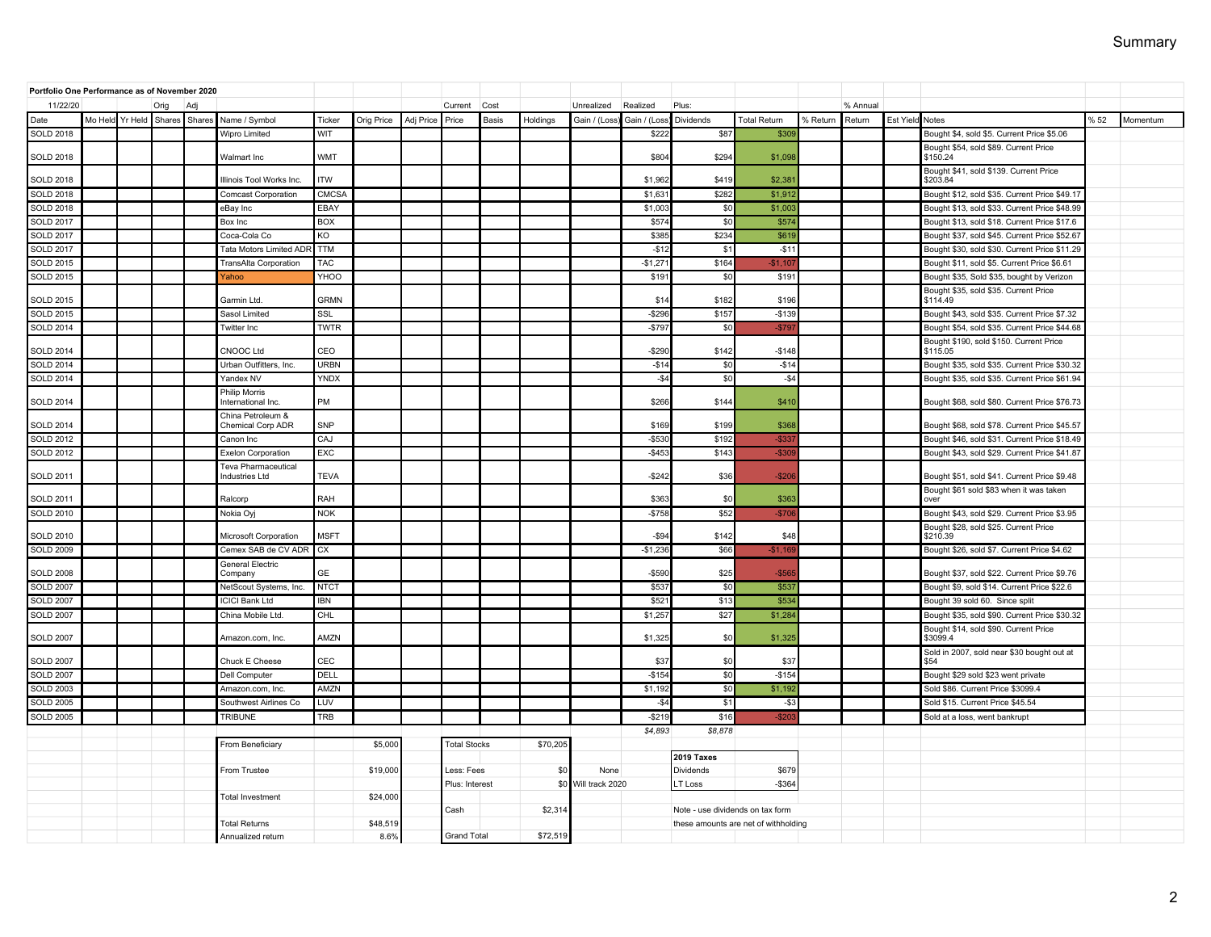Summary

| Portfolio One Performance as of November 2020 | | | | | | | | | | | | | | | | | | | | | |
|---|---|---|---|---|---|---|---|---|---|---|---|---|---|---|---|---|---|---|---|---|---|
| 11/22/20 | | | Orig | Adj | | | | | Current | Cost | | Unrealized | Realized | Plus: | | | % Annual | | | | |
| Date | Mo Held | Yr Held | Shares | Shares | Name / Symbol | Ticker | Orig Price | Adj Price | Price | Basis | Holdings | Gain / (Loss) | Gain / (Loss) | Dividends | Total Return | % Return | Return | Est Yield | Notes | % 52 | Momentum |
| SOLD 2018 | | | | | Wipro Limited | WIT | | | | | | | $222 | $87 | $309 | | | | Bought $4, sold $5. Current Price $5.06 | | |
| SOLD 2018 | | | | | Walmart Inc | WMT | | | | | | | $804 | $294 | $1,098 | | | | Bought $54, sold $89. Current Price $150.24 | | |
| SOLD 2018 | | | | | Illinois Tool Works Inc. | ITW | | | | | | | $1,962 | $419 | $2,381 | | | | Bought $41, sold $139. Current Price $203.84 | | |
| SOLD 2018 | | | | | Comcast Corporation | CMCSA | | | | | | | $1,631 | $282 | $1,912 | | | | Bought $12, sold $35. Current Price $49.17 | | |
| SOLD 2018 | | | | | eBay Inc | EBAY | | | | | | | $1,003 | $0 | $1,003 | | | | Bought $13, sold $33. Current Price $48.99 | | |
| SOLD 2017 | | | | | Box Inc | BOX | | | | | | | $574 | $0 | $574 | | | | Bought $13, sold $18. Current Price $17.6 | | |
| SOLD 2017 | | | | | Coca-Cola Co | KO | | | | | | | $385 | $234 | $619 | | | | Bought $37, sold $45. Current Price $52.67 | | |
| SOLD 2017 | | | | | Tata Motors Limited ADR | TTM | | | | | | | -$12 | $1 | -$11 | | | | Bought $30, sold $30. Current Price $11.29 | | |
| SOLD 2015 | | | | | TransAlta Corporation | TAC | | | | | | | -$1,271 | $164 | -$1,107 | | | | Bought $11, sold $5. Current Price $6.61 | | |
| SOLD 2015 | | | | | Yahoo | YHOO | | | | | | | $191 | $0 | $191 | | | | Bought $35, Sold $35, bought by Verizon | | |
| SOLD 2015 | | | | | Garmin Ltd. | GRMN | | | | | | | $14 | $182 | $196 | | | | Bought $35, sold $35. Current Price $114.49 | | |
| SOLD 2015 | | | | | Sasol Limited | SSL | | | | | | | -$296 | $157 | -$139 | | | | Bought $43, sold $35. Current Price $7.32 | | |
| SOLD 2014 | | | | | Twitter Inc | TWTR | | | | | | | -$797 | $0 | -$797 | | | | Bought $54, sold $35. Current Price $44.68 | | |
| SOLD 2014 | | | | | CNOOC Ltd | CEO | | | | | | | -$290 | $142 | -$148 | | | | Bought $190, sold $150. Current Price $115.05 | | |
| SOLD 2014 | | | | | Urban Outfitters, Inc. | URBN | | | | | | | -$14 | $0 | -$14 | | | | Bought $35, sold $35. Current Price $30.32 | | |
| SOLD 2014 | | | | | Yandex NV | YNDX | | | | | | | -$4 | $0 | -$4 | | | | Bought $35, sold $35. Current Price $61.94 | | |
| SOLD 2014 | | | | | Philip Morris International Inc. | PM | | | | | | | $266 | $144 | $410 | | | | Bought $68, sold $80. Current Price $76.73 | | |
| SOLD 2014 | | | | | China Petroleum & Chemical Corp ADR | SNP | | | | | | | $169 | $199 | $368 | | | | Bought $68, sold $78. Current Price $45.57 | | |
| SOLD 2012 | | | | | Canon Inc | CAJ | | | | | | | -$530 | $192 | -$337 | | | | Bought $46, sold $31. Current Price $18.49 | | |
| SOLD 2012 | | | | | Exelon Corporation | EXC | | | | | | | -$453 | $143 | -$309 | | | | Bought $43, sold $29. Current Price $41.87 | | |
| SOLD 2011 | | | | | Teva Pharmaceutical Industries Ltd | TEVA | | | | | | | -$242 | $36 | -$206 | | | | Bought $51, sold $41. Current Price $9.48 | | |
| SOLD 2011 | | | | | Ralcorp | RAH | | | | | | | $363 | $0 | $363 | | | | Bought $61 sold $83 when it was taken over | | |
| SOLD 2010 | | | | | Nokia Oyj | NOK | | | | | | | -$758 | $52 | -$706 | | | | Bought $43, sold $29. Current Price $3.95 | | |
| SOLD 2010 | | | | | Microsoft Corporation | MSFT | | | | | | | -$94 | $142 | $48 | | | | Bought $28, sold $25. Current Price $210.39 | | |
| SOLD 2009 | | | | | Cemex SAB de CV ADR | CX | | | | | | | -$1,236 | $66 | -$1,169 | | | | Bought $26, sold $7. Current Price $4.62 | | |
| SOLD 2008 | | | | | General Electric Company | GE | | | | | | | -$590 | $25 | -$565 | | | | Bought $37, sold $22. Current Price $9.76 | | |
| SOLD 2007 | | | | | NetScout Systems, Inc. | NTCT | | | | | | | $537 | $0 | $537 | | | | Bought $9, sold $14. Current Price $22.6 | | |
| SOLD 2007 | | | | | ICICI Bank Ltd | IBN | | | | | | | $521 | $13 | $534 | | | | Bought 39 sold 60. Since split | | |
| SOLD 2007 | | | | | China Mobile Ltd. | CHL | | | | | | | $1,257 | $27 | $1,284 | | | | Bought $35, sold $90. Current Price $30.32 | | |
| SOLD 2007 | | | | | Amazon.com, Inc. | AMZN | | | | | | | $1,325 | $0 | $1,325 | | | | Bought $14, sold $90. Current Price $3099.4 | | |
| SOLD 2007 | | | | | Chuck E Cheese | CEC | | | | | | | $37 | $0 | $37 | | | | Sold in 2007, sold near $30 bought out at $54 | | |
| SOLD 2007 | | | | | Dell Computer | DELL | | | | | | | -$154 | $0 | -$154 | | | | Bought $29 sold $23 went private | | |
| SOLD 2003 | | | | | Amazon.com, Inc. | AMZN | | | | | | | $1,192 | $0 | $1,192 | | | | Sold $86. Current Price $3099.4 | | |
| SOLD 2005 | | | | | Southwest Airlines Co | LUV | | | | | | | -$4 | $1 | -$3 | | | | Sold $15. Current Price $45.54 | | |
| SOLD 2005 | | | | | TRIBUNE | TRB | | | | | | | -$219 | $16 | -$203 | | | | Sold at a loss, went bankrupt | | |
| | | | | | | | | | | | | | *$4,893* | *$8,878* | | | | | | | |

| | | | | | |
|---|---|---|---|---|---|
| From Beneficiary | $5,000 | Total Stocks | $70,205 | | |
| | | | | **2019 Taxes** | |
| From Trustee | $19,000 | Less: Fees | $0 | None | Dividends | $679 |
| | | Plus: Interest | $0 | Will track 2020 | LT Loss | -$364 |
| Total Investment | $24,000 | | | | |
| | | Cash | $2,314 | Note - use dividends on tax form | |
| Total Returns | $48,519 | | | these amounts are net of withholding | |
| Annualized return | 8.6% | Grand Total | $72,519 | | |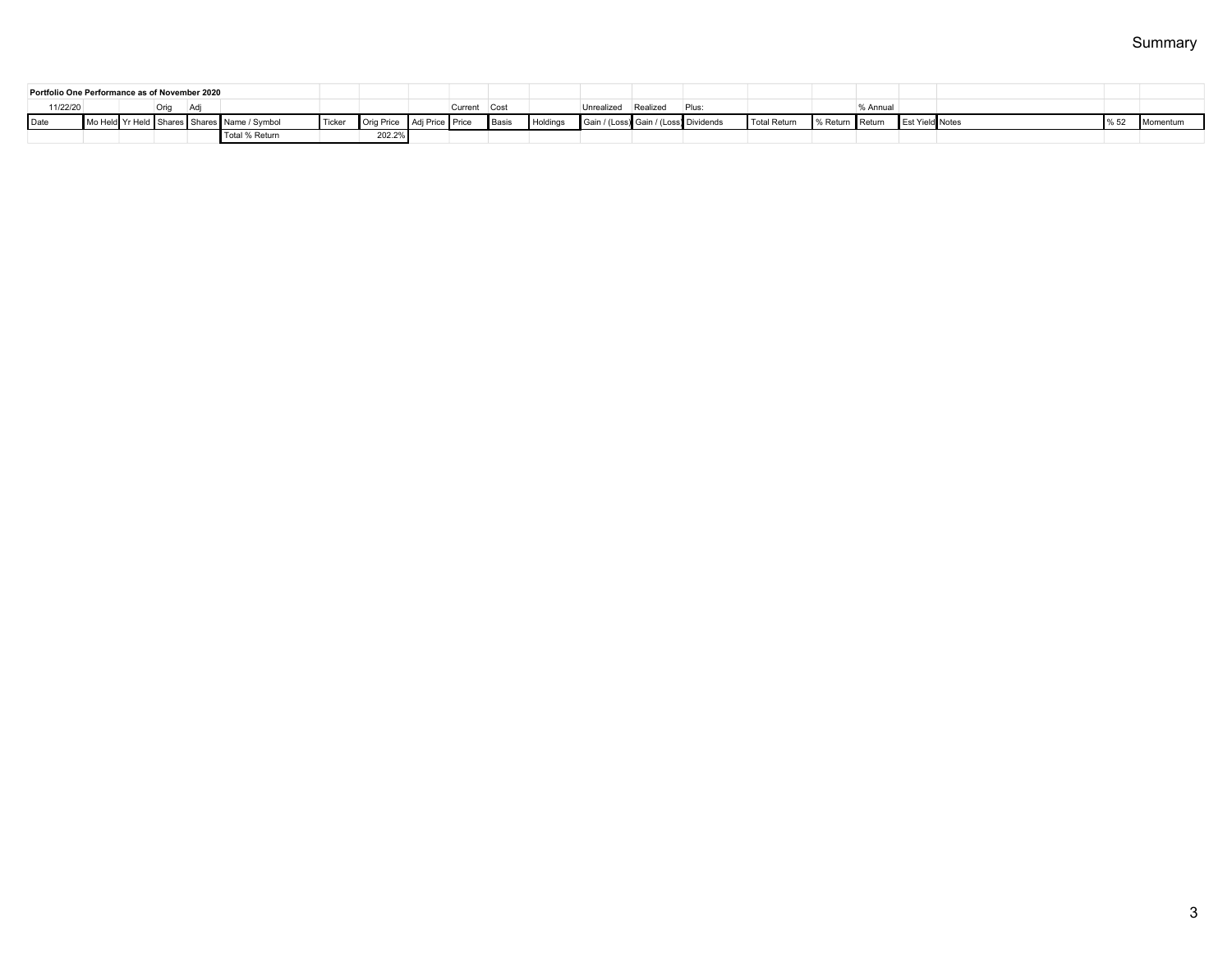| | | | | | | | | | | | | | | | | | | | | | | |
|---|---|---|---|---|---|---|---|---|---|---|---|---|---|---|---|---|---|---|---|---|---|---|
| **Portfolio One Performance as of November 2020** | | | | | | | | | | | | | | | | | | | | | | |
| 11/22/20 | | | Orig | Adj | | | | | Current | Cost | | Unrealized | Realized | Plus: | | | % Annual | | | | | |
| Date | Mo Held | Yr Held | Shares | Shares | Name / Symbol | Ticker | Orig Price | Adj Price | Price | Basis | Holdings | Gain / (Loss) | Gain / (Loss) | Dividends | Total Return | % Return | Return | Est Yield | Notes | | % 52 | Momentum |
| | | | | | Total % Return | | 202.2% | | | | | | | | | | | | | | | |